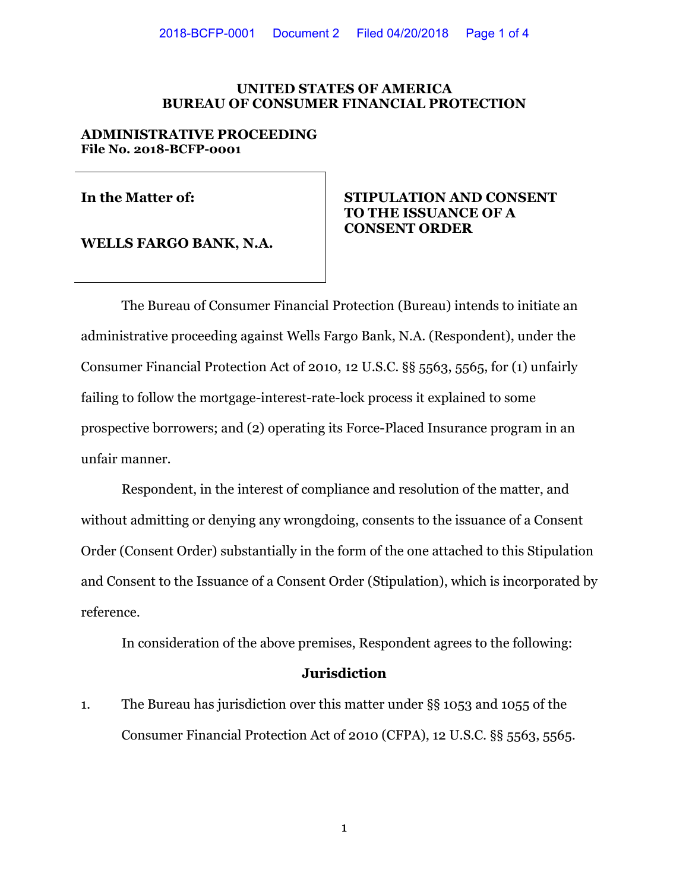**UNITED STATES OF AMERICA**
**BUREAU OF CONSUMER FINANCIAL PROTECTION**

**ADMINISTRATIVE PROCEEDING**
**File No. 2018-BCFP-0001**

| **In the Matter of:** **WELLS FARGO BANK, N.A.** | **STIPULATION AND CONSENT TO THE ISSUANCE OF A CONSENT ORDER** |
|---|---|

The Bureau of Consumer Financial Protection (Bureau) intends to initiate an administrative proceeding against Wells Fargo Bank, N.A. (Respondent), under the Consumer Financial Protection Act of 2010, 12 U.S.C. §§ 5563, 5565, for (1) unfairly failing to follow the mortgage-interest-rate-lock process it explained to some prospective borrowers; and (2) operating its Force-Placed Insurance program in an unfair manner.

Respondent, in the interest of compliance and resolution of the matter, and without admitting or denying any wrongdoing, consents to the issuance of a Consent Order (Consent Order) substantially in the form of the one attached to this Stipulation and Consent to the Issuance of a Consent Order (Stipulation), which is incorporated by reference.

In consideration of the above premises, Respondent agrees to the following:

## Jurisdiction

1. The Bureau has jurisdiction over this matter under §§ 1053 and 1055 of the Consumer Financial Protection Act of 2010 (CFPA), 12 U.S.C. §§ 5563, 5565.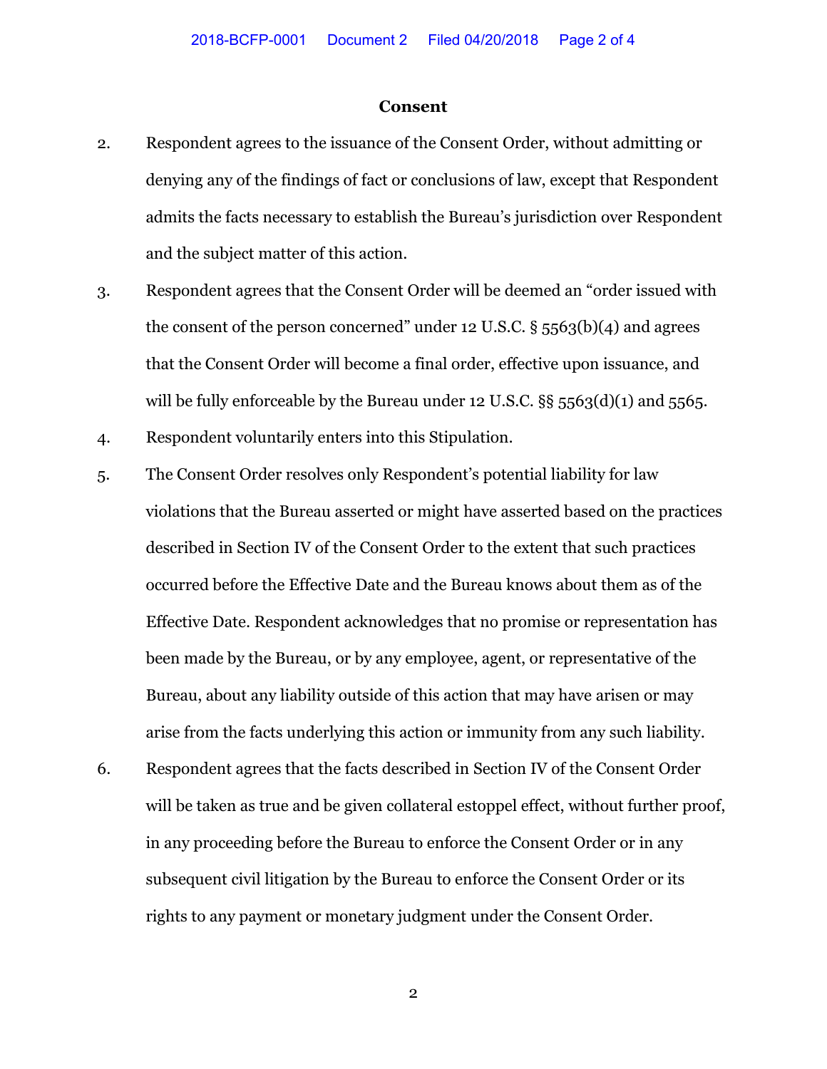## Consent

2. Respondent agrees to the issuance of the Consent Order, without admitting or denying any of the findings of fact or conclusions of law, except that Respondent admits the facts necessary to establish the Bureau's jurisdiction over Respondent and the subject matter of this action.

3. Respondent agrees that the Consent Order will be deemed an "order issued with the consent of the person concerned" under 12 U.S.C. § 5563(b)(4) and agrees that the Consent Order will become a final order, effective upon issuance, and will be fully enforceable by the Bureau under 12 U.S.C. §§ 5563(d)(1) and 5565.

4. Respondent voluntarily enters into this Stipulation.

5. The Consent Order resolves only Respondent's potential liability for law violations that the Bureau asserted or might have asserted based on the practices described in Section IV of the Consent Order to the extent that such practices occurred before the Effective Date and the Bureau knows about them as of the Effective Date. Respondent acknowledges that no promise or representation has been made by the Bureau, or by any employee, agent, or representative of the Bureau, about any liability outside of this action that may have arisen or may arise from the facts underlying this action or immunity from any such liability.

6. Respondent agrees that the facts described in Section IV of the Consent Order will be taken as true and be given collateral estoppel effect, without further proof, in any proceeding before the Bureau to enforce the Consent Order or in any subsequent civil litigation by the Bureau to enforce the Consent Order or its rights to any payment or monetary judgment under the Consent Order.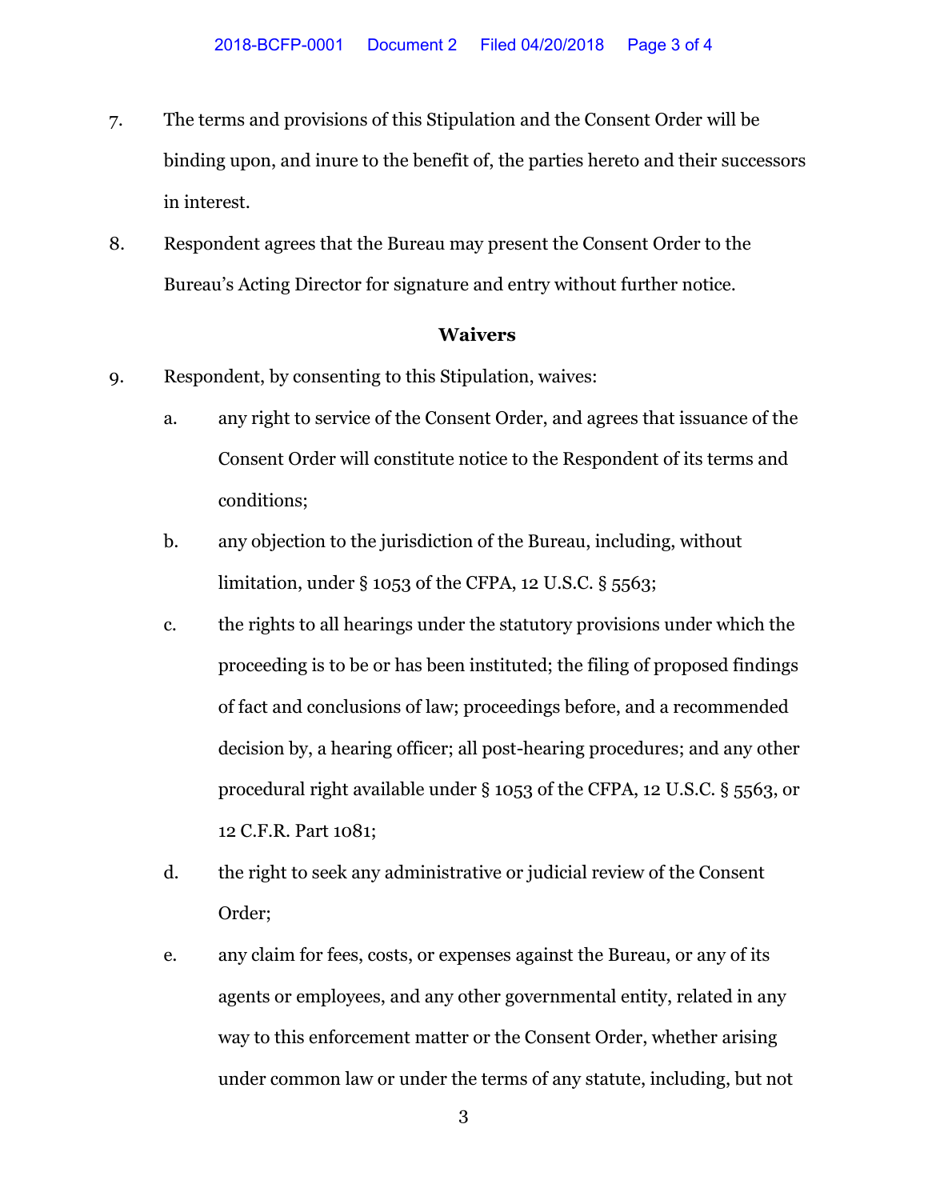7. The terms and provisions of this Stipulation and the Consent Order will be binding upon, and inure to the benefit of, the parties hereto and their successors in interest.

8. Respondent agrees that the Bureau may present the Consent Order to the Bureau's Acting Director for signature and entry without further notice.

## Waivers

9. Respondent, by consenting to this Stipulation, waives:

   a. any right to service of the Consent Order, and agrees that issuance of the Consent Order will constitute notice to the Respondent of its terms and conditions;

   b. any objection to the jurisdiction of the Bureau, including, without limitation, under § 1053 of the CFPA, 12 U.S.C. § 5563;

   c. the rights to all hearings under the statutory provisions under which the proceeding is to be or has been instituted; the filing of proposed findings of fact and conclusions of law; proceedings before, and a recommended decision by, a hearing officer; all post-hearing procedures; and any other procedural right available under § 1053 of the CFPA, 12 U.S.C. § 5563, or 12 C.F.R. Part 1081;

   d. the right to seek any administrative or judicial review of the Consent Order;

   e. any claim for fees, costs, or expenses against the Bureau, or any of its agents or employees, and any other governmental entity, related in any way to this enforcement matter or the Consent Order, whether arising under common law or under the terms of any statute, including, but not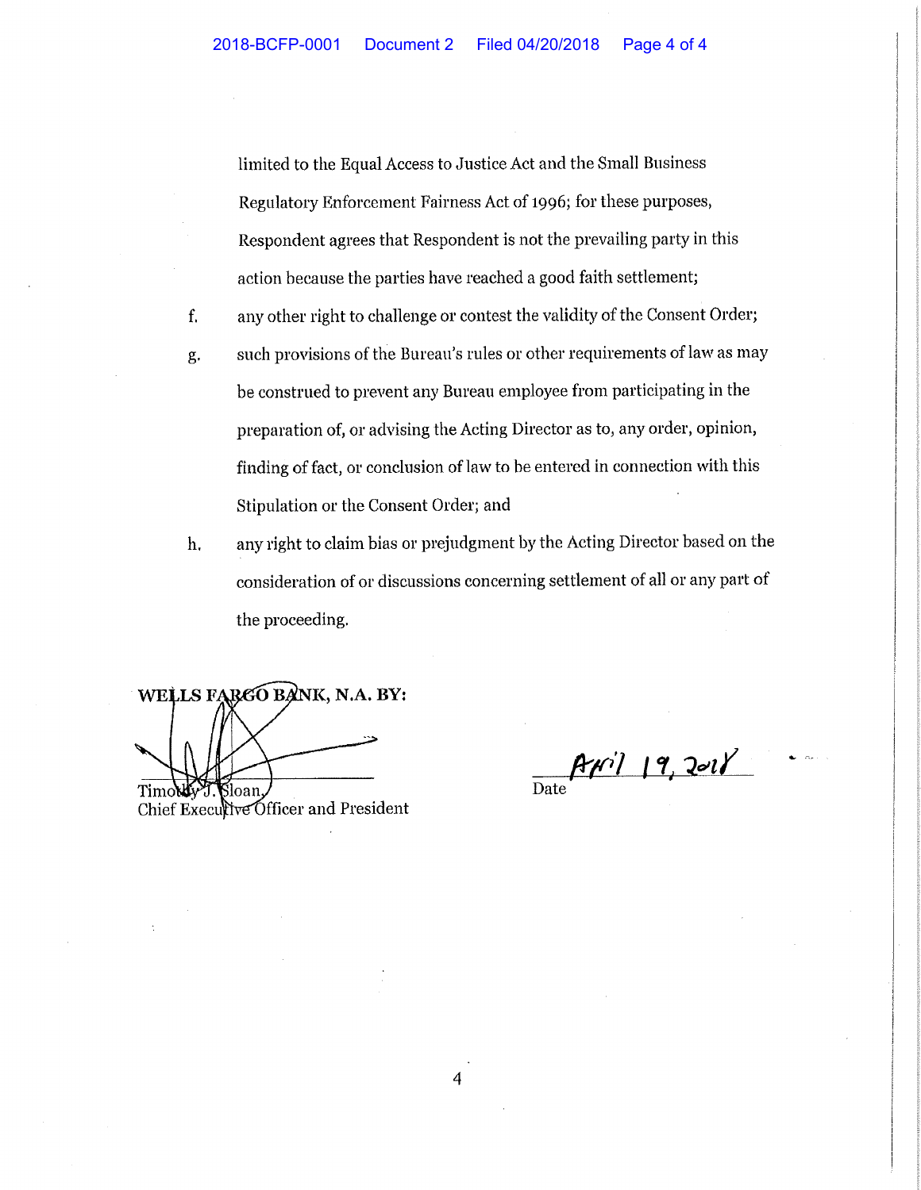limited to the Equal Access to Justice Act and the Small Business Regulatory Enforcement Fairness Act of 1996; for these purposes, Respondent agrees that Respondent is not the prevailing party in this action because the parties have reached a good faith settlement;

f. any other right to challenge or contest the validity of the Consent Order;

g. such provisions of the Bureau's rules or other requirements of law as may be construed to prevent any Bureau employee from participating in the preparation of, or advising the Acting Director as to, any order, opinion, finding of fact, or conclusion of law to be entered in connection with this Stipulation or the Consent Order; and

h. any right to claim bias or prejudgment by the Acting Director based on the consideration of or discussions concerning settlement of all or any part of the proceeding.

**WELLS FARGO BANK, N.A. BY:**

Timothy J. Sloan,
Chief Executive Officer and President

April 19, 2018
Date